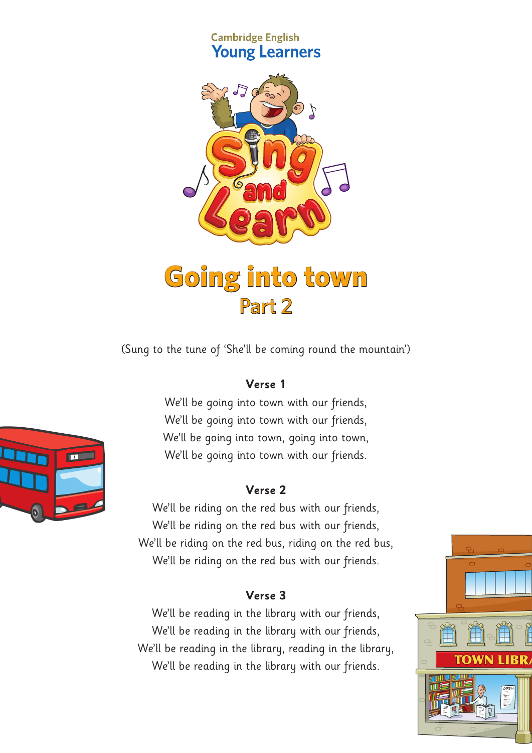Cambridge English
Young Learners

# Going into town
## Part 2

(Sung to the tune of 'She'll be coming round the mountain')

**Verse 1**

We'll be going into town with our friends,
We'll be going into town with our friends,
We'll be going into town, going into town,
We'll be going into town with our friends.

**Verse 2**

We'll be riding on the red bus with our friends,
We'll be riding on the red bus with our friends,
We'll be riding on the red bus, riding on the red bus,
We'll be riding on the red bus with our friends.

**Verse 3**

We'll be reading in the library with our friends,
We'll be reading in the library with our friends,
We'll be reading in the library, reading in the library,
We'll be reading in the library with our friends.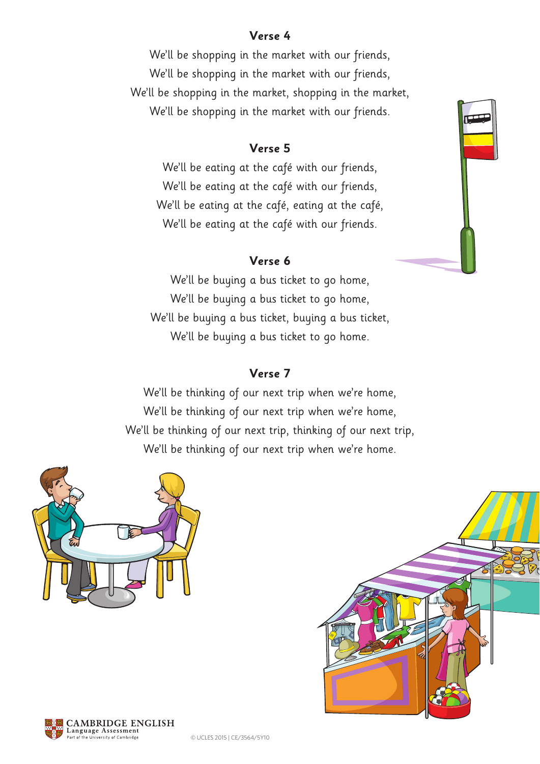### Verse 4

We'll be shopping in the market with our friends,
We'll be shopping in the market with our friends,
We'll be shopping in the market, shopping in the market,
We'll be shopping in the market with our friends.

### Verse 5

We'll be eating at the café with our friends,
We'll be eating at the café with our friends,
We'll be eating at the café, eating at the café,
We'll be eating at the café with our friends.

### Verse 6

We'll be buying a bus ticket to go home,
We'll be buying a bus ticket to go home,
We'll be buying a bus ticket, buying a bus ticket,
We'll be buying a bus ticket to go home.

### Verse 7

We'll be thinking of our next trip when we're home,
We'll be thinking of our next trip when we're home,
We'll be thinking of our next trip, thinking of our next trip,
We'll be thinking of our next trip when we're home.

CAMBRIDGE ENGLISH
Language Assessment
Part of the University of Cambridge

© UCLES 2015 | CE/3564/5Y10